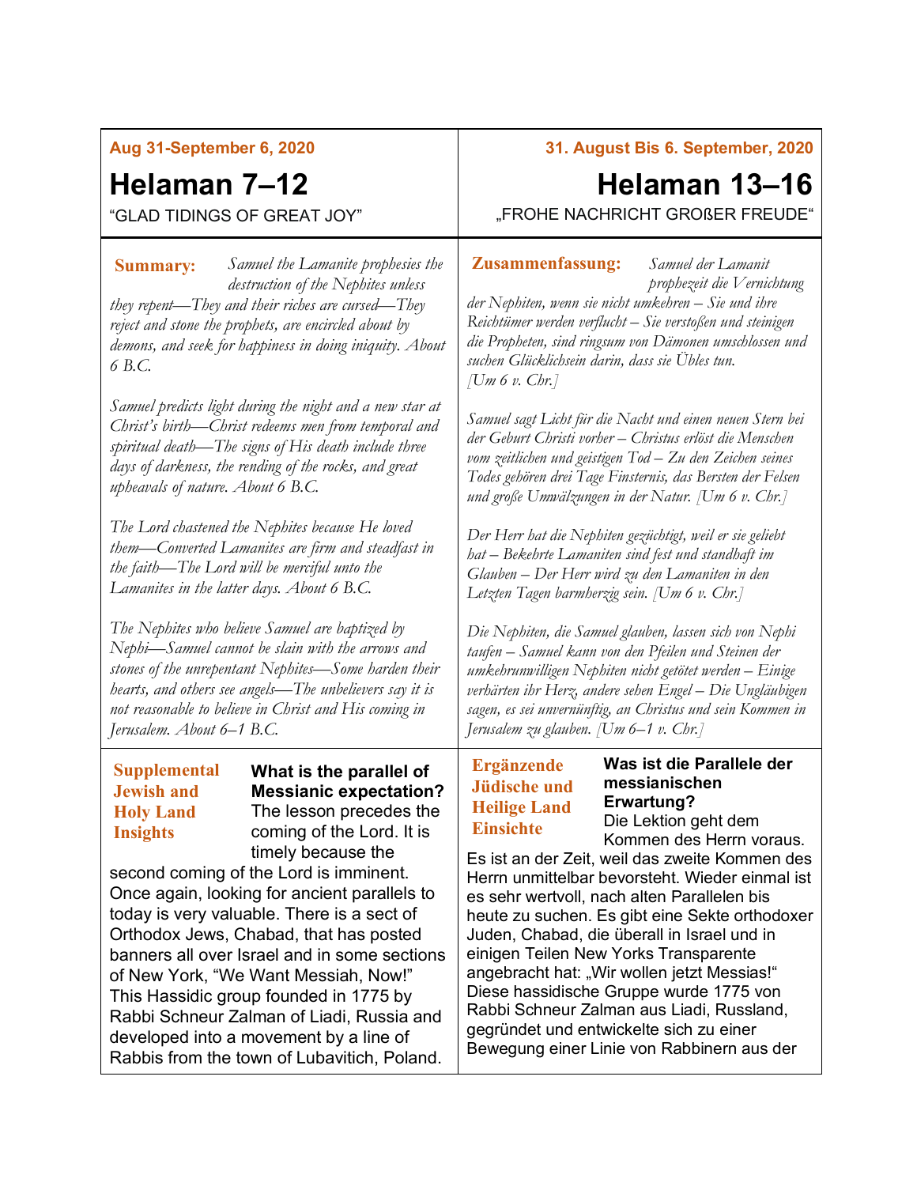**Aug 31-September 6, 2020**

# Helaman 7–12

"GLAD TIDINGS OF GREAT JOY"

**Summary:** *Samuel the Lamanite prophesies the destruction of the Nephites unless they repent—They and their riches are cursed—They reject and stone the prophets, are encircled about by demons, and seek for happiness in doing iniquity. About 6 B.C.*

*Samuel predicts light during the night and a new star at Christ's birth—Christ redeems men from temporal and spiritual death—The signs of His death include three days of darkness, the rending of the rocks, and great upheavals of nature. About 6 B.C.*

*The Lord chastened the Nephites because He loved them—Converted Lamanites are firm and steadfast in the faith—The Lord will be merciful unto the Lamanites in the latter days. About 6 B.C.*

*The Nephites who believe Samuel are baptized by Nephi—Samuel cannot be slain with the arrows and stones of the unrepentant Nephites—Some harden their hearts, and others see angels—The unbelievers say it is not reasonable to believe in Christ and His coming in Jerusalem. About 6–1 B.C.*

**Supplemental Jewish and Holy Land Insights**

**What is the parallel of Messianic expectation?**
The lesson precedes the coming of the Lord. It is timely because the second coming of the Lord is imminent. Once again, looking for ancient parallels to today is very valuable. There is a sect of Orthodox Jews, Chabad, that has posted banners all over Israel and in some sections of New York, "We Want Messiah, Now!" This Hassidic group founded in 1775 by Rabbi Schneur Zalman of Liadi, Russia and developed into a movement by a line of Rabbis from the town of Lubavitich, Poland.

**31. August Bis 6. September, 2020**

# Helaman 13–16

„FROHE NACHRICHT GROßER FREUDE"

**Zusammenfassung:** *Samuel der Lamanit prophezeit die Vernichtung der Nephiten, wenn sie nicht umkehren – Sie und ihre Reichtümer werden verflucht – Sie verstoßen und steinigen die Propheten, sind ringsum von Dämonen umschlossen und suchen Glücklichsein darin, dass sie Übles tun. [Um 6 v. Chr.]*

*Samuel sagt Licht für die Nacht und einen neuen Stern bei der Geburt Christi vorher – Christus erlöst die Menschen vom zeitlichen und geistigen Tod – Zu den Zeichen seines Todes gehören drei Tage Finsternis, das Bersten der Felsen und große Umwälzungen in der Natur. [Um 6 v. Chr.]*

*Der Herr hat die Nephiten gezüchtigt, weil er sie geliebt hat – Bekehrte Lamaniten sind fest und standhaft im Glauben – Der Herr wird zu den Lamaniten in den Letzten Tagen barmherzig sein. [Um 6 v. Chr.]*

*Die Nephiten, die Samuel glauben, lassen sich von Nephi taufen – Samuel kann von den Pfeilen und Steinen der umkehrunwilligen Nephiten nicht getötet werden – Einige verhärten ihr Herz, andere sehen Engel – Die Ungläubigen sagen, es sei unvernünftig, an Christus und sein Kommen in Jerusalem zu glauben. [Um 6–1 v. Chr.]*

**Ergänzende Jüdische und Heilige Land Einsichte**

**Was ist die Parallele der messianischen Erwartung?**
Die Lektion geht dem Kommen des Herrn voraus. Es ist an der Zeit, weil das zweite Kommen des Herrn unmittelbar bevorsteht. Wieder einmal ist es sehr wertvoll, nach alten Parallelen bis heute zu suchen. Es gibt eine Sekte orthodoxer Juden, Chabad, die überall in Israel und in einigen Teilen New Yorks Transparente angebracht hat: „Wir wollen jetzt Messias!" Diese hassidische Gruppe wurde 1775 von Rabbi Schneur Zalman aus Liadi, Russland, gegründet und entwickelte sich zu einer Bewegung einer Linie von Rabbinern aus der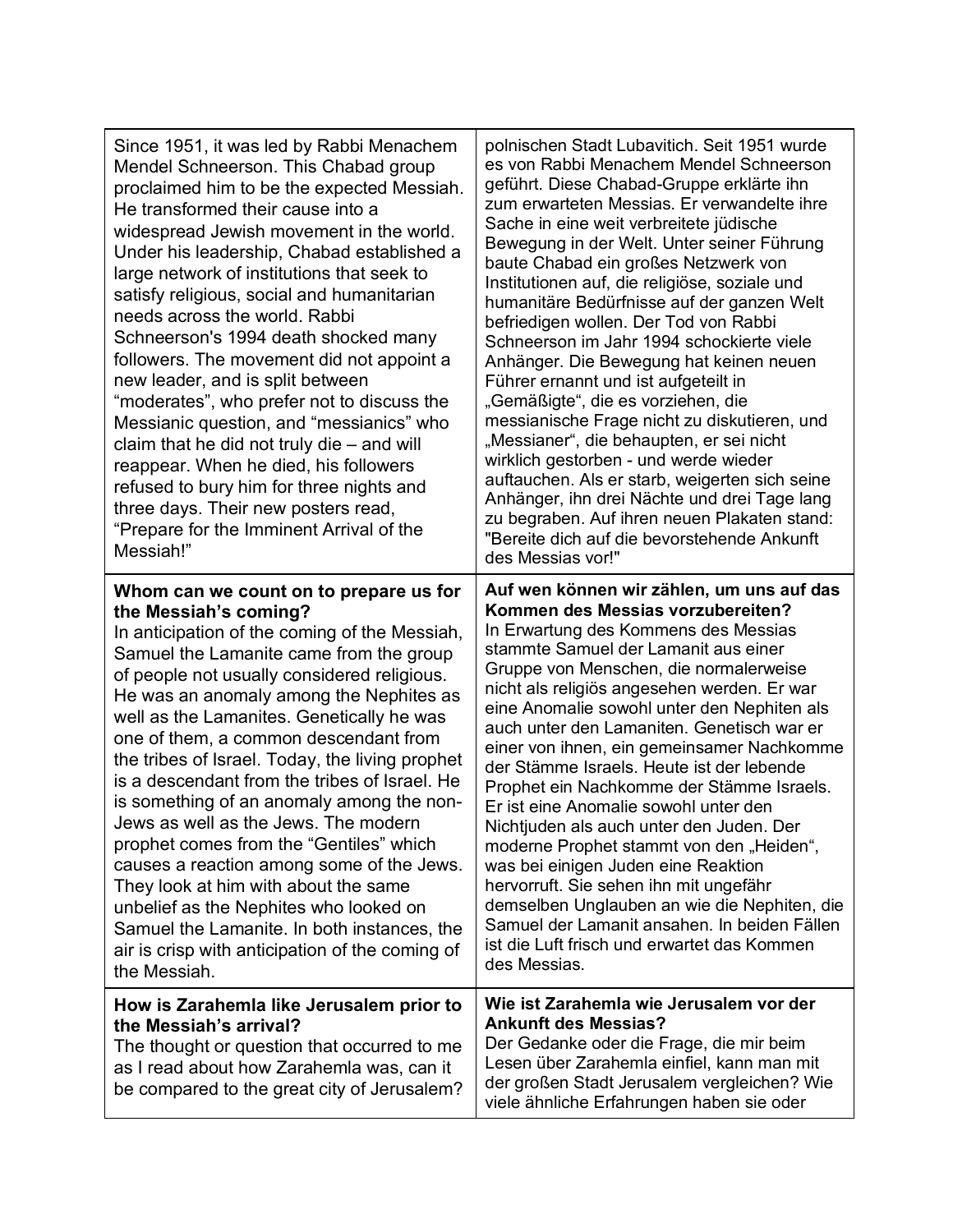| | |
|---|---|
| Since 1951, it was led by Rabbi Menachem Mendel Schneerson. This Chabad group proclaimed him to be the expected Messiah. He transformed their cause into a widespread Jewish movement in the world. Under his leadership, Chabad established a large network of institutions that seek to satisfy religious, social and humanitarian needs across the world. Rabbi Schneerson's 1994 death shocked many followers. The movement did not appoint a new leader, and is split between "moderates", who prefer not to discuss the Messianic question, and "messianics" who claim that he did not truly die – and will reappear. When he died, his followers refused to bury him for three nights and three days. Their new posters read, "Prepare for the Imminent Arrival of the Messiah!" | polnischen Stadt Lubavitich. Seit 1951 wurde es von Rabbi Menachem Mendel Schneerson geführt. Diese Chabad-Gruppe erklärte ihn zum erwarteten Messias. Er verwandelte ihre Sache in eine weit verbreitete jüdische Bewegung in der Welt. Unter seiner Führung baute Chabad ein großes Netzwerk von Institutionen auf, die religiöse, soziale und humanitäre Bedürfnisse auf der ganzen Welt befriedigen wollen. Der Tod von Rabbi Schneerson im Jahr 1994 schockierte viele Anhänger. Die Bewegung hat keinen neuen Führer ernannt und ist aufgeteilt in „Gemäßigte", die es vorziehen, die messianische Frage nicht zu diskutieren, und „Messianer", die behaupten, er sei nicht wirklich gestorben - und werde wieder auftauchen. Als er starb, weigerten sich seine Anhänger, ihn drei Nächte und drei Tage lang zu begraben. Auf ihren neuen Plakaten stand: "Bereite dich auf die bevorstehende Ankunft des Messias vor!" |
| **Whom can we count on to prepare us for the Messiah's coming?** In anticipation of the coming of the Messiah, Samuel the Lamanite came from the group of people not usually considered religious. He was an anomaly among the Nephites as well as the Lamanites. Genetically he was one of them, a common descendant from the tribes of Israel. Today, the living prophet is a descendant from the tribes of Israel. He is something of an anomaly among the non-Jews as well as the Jews. The modern prophet comes from the "Gentiles" which causes a reaction among some of the Jews. They look at him with about the same unbelief as the Nephites who looked on Samuel the Lamanite. In both instances, the air is crisp with anticipation of the coming of the Messiah. | **Auf wen können wir zählen, um uns auf das Kommen des Messias vorzubereiten?** In Erwartung des Kommens des Messias stammte Samuel der Lamanit aus einer Gruppe von Menschen, die normalerweise nicht als religiös angesehen werden. Er war eine Anomalie sowohl unter den Nephiten als auch unter den Lamaniten. Genetisch war er einer von ihnen, ein gemeinsamer Nachkomme der Stämme Israels. Heute ist der lebende Prophet ein Nachkomme der Stämme Israels. Er ist eine Anomalie sowohl unter den Nichtjuden als auch unter den Juden. Der moderne Prophet stammt von den „Heiden", was bei einigen Juden eine Reaktion hervorruft. Sie sehen ihn mit ungefähr demselben Unglauben an wie die Nephiten, die Samuel der Lamanit ansahen. In beiden Fällen ist die Luft frisch und erwartet das Kommen des Messias. |
| **How is Zarahemla like Jerusalem prior to the Messiah's arrival?** The thought or question that occurred to me as I read about how Zarahemla was, can it be compared to the great city of Jerusalem? | **Wie ist Zarahemla wie Jerusalem vor der Ankunft des Messias?** Der Gedanke oder die Frage, die mir beim Lesen über Zarahemla einfiel, kann man mit der großen Stadt Jerusalem vergleichen? Wie viele ähnliche Erfahrungen haben sie oder |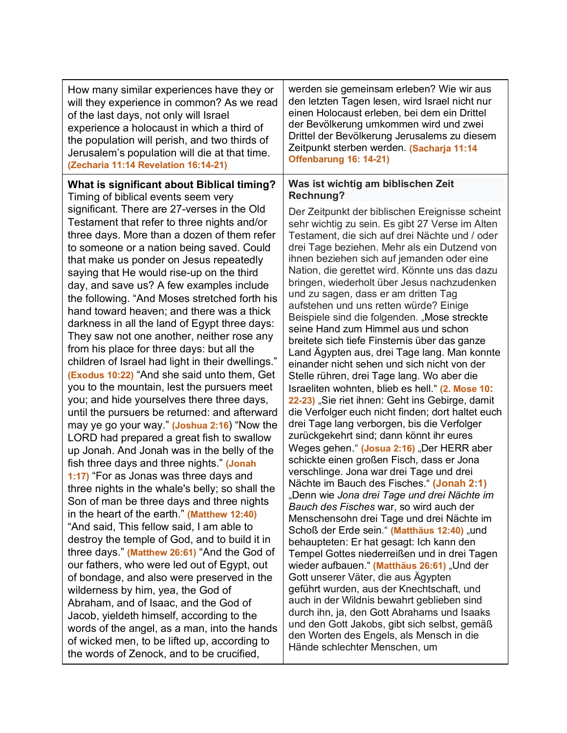| | |
|---|---|
| How many similar experiences have they or will they experience in common? As we read of the last days, not only will Israel experience a holocaust in which a third of the population will perish, and two thirds of Jerusalem's population will die at that time. (Zecharia 11:14 Revelation 16:14-21) | werden sie gemeinsam erleben? Wie wir aus den letzten Tagen lesen, wird Israel nicht nur einen Holocaust erleben, bei dem ein Drittel der Bevölkerung umkommen wird und zwei Drittel der Bevölkerung Jerusalems zu diesem Zeitpunkt sterben werden. (Sacharja 11:14 Offenbarung 16: 14-21) |
| **What is significant about Biblical timing?** Timing of biblical events seem very significant. There are 27-verses in the Old Testament that refer to three nights and/or three days. More than a dozen of them refer to someone or a nation being saved. Could that make us ponder on Jesus repeatedly saying that He would rise-up on the third day, and save us? A few examples include the following. "And Moses stretched forth his hand toward heaven; and there was a thick darkness in all the land of Egypt three days: They saw not one another, neither rose any from his place for three days: but all the children of Israel had light in their dwellings." (Exodus 10:22) "And she said unto them, Get you to the mountain, lest the pursuers meet you; and hide yourselves there three days, until the pursuers be returned: and afterward may ye go your way." (Joshua 2:16) "Now the LORD had prepared a great fish to swallow up Jonah. And Jonah was in the belly of the fish three days and three nights." (Jonah 1:17) "For as Jonas was three days and three nights in the whale's belly; so shall the Son of man be three days and three nights in the heart of the earth." (Matthew 12:40) "And said, This fellow said, I am able to destroy the temple of God, and to build it in three days." (Matthew 26:61) "And the God of our fathers, who were led out of Egypt, out of bondage, and also were preserved in the wilderness by him, yea, the God of Abraham, and of Isaac, and the God of Jacob, yieldeth himself, according to the words of the angel, as a man, into the hands of wicked men, to be lifted up, according to the words of Zenock, and to be crucified, | **Was ist wichtig am biblischen Zeit Rechnung?** Der Zeitpunkt der biblischen Ereignisse scheint sehr wichtig zu sein. Es gibt 27 Verse im Alten Testament, die sich auf drei Nächte und / oder drei Tage beziehen. Mehr als ein Dutzend von ihnen beziehen sich auf jemanden oder eine Nation, die gerettet wird. Könnte uns das dazu bringen, wiederholt über Jesus nachzudenken und zu sagen, dass er am dritten Tag aufstehen und uns retten würde? Einige Beispiele sind die folgenden. „Mose streckte seine Hand zum Himmel aus und schon breitete sich tiefe Finsternis über das ganze Land Ägypten aus, drei Tage lang. Man konnte einander nicht sehen und sich nicht von der Stelle rühren, drei Tage lang. Wo aber die Israeliten wohnten, blieb es hell." (2. Mose 10: 22-23) „Sie riet ihnen: Geht ins Gebirge, damit die Verfolger euch nicht finden; dort haltet euch drei Tage lang verborgen, bis die Verfolger zurückgekehrt sind; dann könnt ihr eures Weges gehen." (Josua 2:16) „Der HERR aber schickte einen großen Fisch, dass er Jona verschlinge. Jona war drei Tage und drei Nächte im Bauch des Fisches." (Jonah 2:1) „Denn wie *Jona drei Tage und drei Nächte im Bauch des Fisches* war, so wird auch der Menschensohn drei Tage und drei Nächte im Schoß der Erde sein." (Matthäus 12:40) „und behaupteten: Er hat gesagt: Ich kann den Tempel Gottes niederreißen und in drei Tagen wieder aufbauen." (Matthäus 26:61) „Und der Gott unserer Väter, die aus Ägypten geführt wurden, aus der Knechtschaft, und auch in der Wildnis bewahrt geblieben sind durch ihn, ja, den Gott Abrahams und Isaaks und den Gott Jakobs, gibt sich selbst, gemäß den Worten des Engels, als Mensch in die Hände schlechter Menschen, um |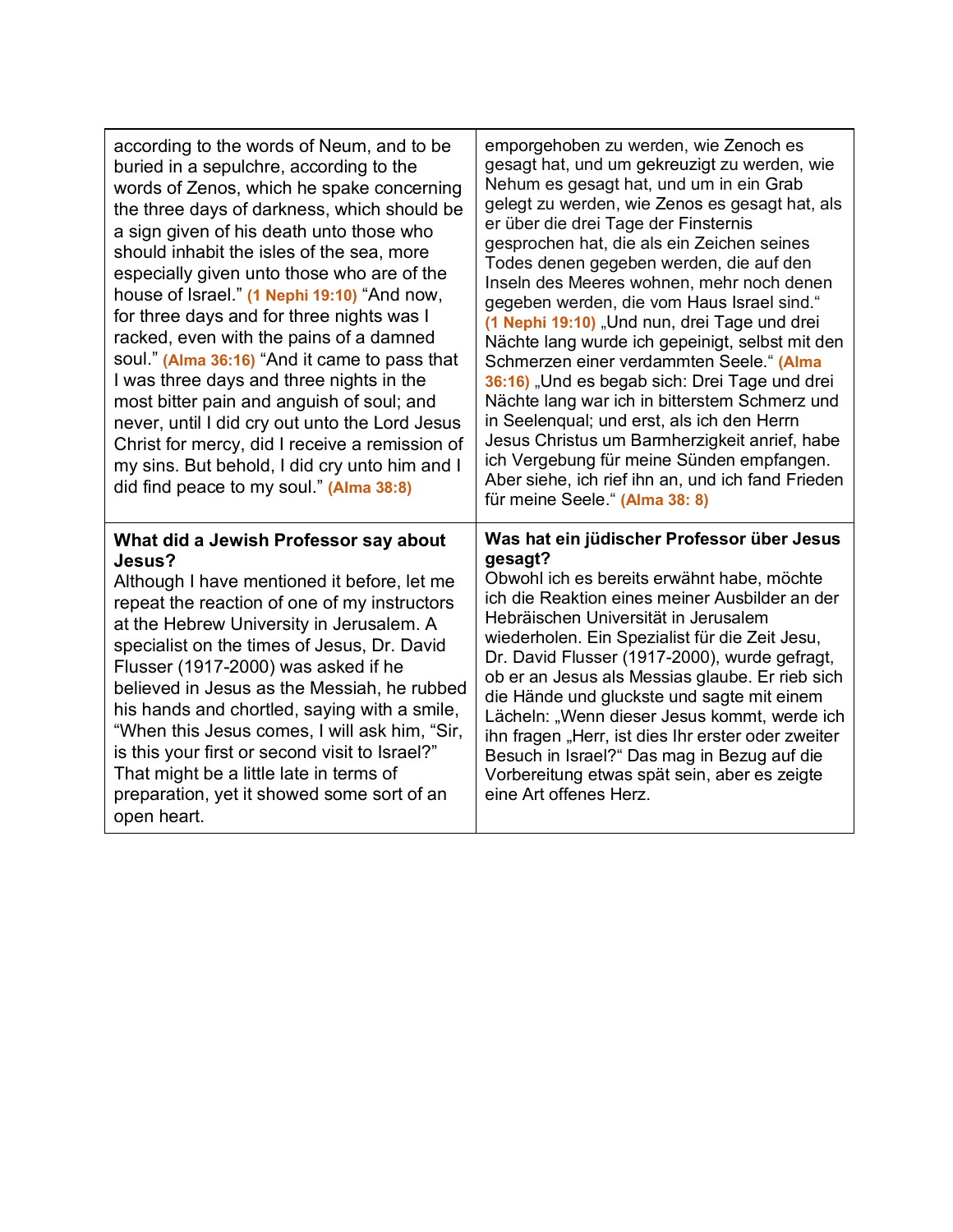| | |
|---|---|
| according to the words of Neum, and to be buried in a sepulchre, according to the words of Zenos, which he spake concerning the three days of darkness, which should be a sign given of his death unto those who should inhabit the isles of the sea, more especially given unto those who are of the house of Israel." **(1 Nephi 19:10)** "And now, for three days and for three nights was I racked, even with the pains of a damned soul." **(Alma 36:16)** "And it came to pass that I was three days and three nights in the most bitter pain and anguish of soul; and never, until I did cry out unto the Lord Jesus Christ for mercy, did I receive a remission of my sins. But behold, I did cry unto him and I did find peace to my soul." **(Alma 38:8)** | emporgehoben zu werden, wie Zenoch es gesagt hat, und um gekreuzigt zu werden, wie Nehum es gesagt hat, und um in ein Grab gelegt zu werden, wie Zenos es gesagt hat, als er über die drei Tage der Finsternis gesprochen hat, die als ein Zeichen seines Todes denen gegeben werden, die auf den Inseln des Meeres wohnen, mehr noch denen gegeben werden, die vom Haus Israel sind." **(1 Nephi 19:10)** „Und nun, drei Tage und drei Nächte lang wurde ich gepeinigt, selbst mit den Schmerzen einer verdammten Seele." **(Alma 36:16)** „Und es begab sich: Drei Tage und drei Nächte lang war ich in bitterstem Schmerz und in Seelenqual; und erst, als ich den Herrn Jesus Christus um Barmherzigkeit anrief, habe ich Vergebung für meine Sünden empfangen. Aber siehe, ich rief ihn an, und ich fand Frieden für meine Seele." **(Alma 38: 8)** |
| **What did a Jewish Professor say about Jesus?** Although I have mentioned it before, let me repeat the reaction of one of my instructors at the Hebrew University in Jerusalem. A specialist on the times of Jesus, Dr. David Flusser (1917-2000) was asked if he believed in Jesus as the Messiah, he rubbed his hands and chortled, saying with a smile, "When this Jesus comes, I will ask him, "Sir, is this your first or second visit to Israel?" That might be a little late in terms of preparation, yet it showed some sort of an open heart. | **Was hat ein jüdischer Professor über Jesus gesagt?** Obwohl ich es bereits erwähnt habe, möchte ich die Reaktion eines meiner Ausbilder an der Hebräischen Universität in Jerusalem wiederholen. Ein Spezialist für die Zeit Jesu, Dr. David Flusser (1917-2000), wurde gefragt, ob er an Jesus als Messias glaube. Er rieb sich die Hände und gluckste und sagte mit einem Lächeln: „Wenn dieser Jesus kommt, werde ich ihn fragen „Herr, ist dies Ihr erster oder zweiter Besuch in Israel?" Das mag in Bezug auf die Vorbereitung etwas spät sein, aber es zeigte eine Art offenes Herz. |